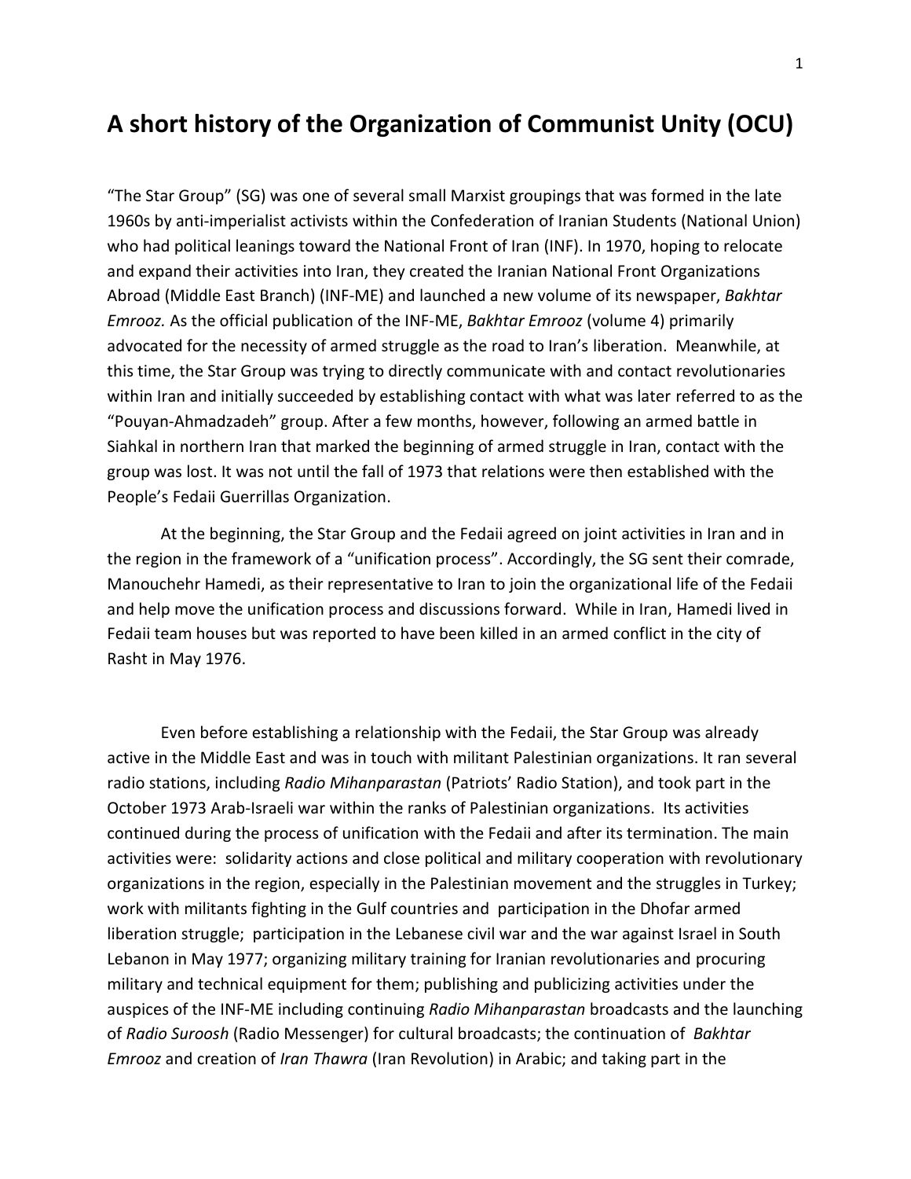# A short history of the Organization of Communist Unity (OCU)

"The Star Group" (SG) was one of several small Marxist groupings that was formed in the late 1960s by anti-imperialist activists within the Confederation of Iranian Students (National Union) who had political leanings toward the National Front of Iran (INF). In 1970, hoping to relocate and expand their activities into Iran, they created the Iranian National Front Organizations Abroad (Middle East Branch) (INF-ME) and launched a new volume of its newspaper, *Bakhtar Emrooz.* As the official publication of the INF-ME, *Bakhtar Emrooz* (volume 4) primarily advocated for the necessity of armed struggle as the road to Iran's liberation. Meanwhile, at this time, the Star Group was trying to directly communicate with and contact revolutionaries within Iran and initially succeeded by establishing contact with what was later referred to as the "Pouyan-Ahmadzadeh" group. After a few months, however, following an armed battle in Siahkal in northern Iran that marked the beginning of armed struggle in Iran, contact with the group was lost. It was not until the fall of 1973 that relations were then established with the People's Fedaii Guerrillas Organization.

At the beginning, the Star Group and the Fedaii agreed on joint activities in Iran and in the region in the framework of a "unification process". Accordingly, the SG sent their comrade, Manouchehr Hamedi, as their representative to Iran to join the organizational life of the Fedaii and help move the unification process and discussions forward. While in Iran, Hamedi lived in Fedaii team houses but was reported to have been killed in an armed conflict in the city of Rasht in May 1976.

Even before establishing a relationship with the Fedaii, the Star Group was already active in the Middle East and was in touch with militant Palestinian organizations. It ran several radio stations, including *Radio Mihanparastan* (Patriots' Radio Station), and took part in the October 1973 Arab-Israeli war within the ranks of Palestinian organizations. Its activities continued during the process of unification with the Fedaii and after its termination. The main activities were: solidarity actions and close political and military cooperation with revolutionary organizations in the region, especially in the Palestinian movement and the struggles in Turkey; work with militants fighting in the Gulf countries and participation in the Dhofar armed liberation struggle; participation in the Lebanese civil war and the war against Israel in South Lebanon in May 1977; organizing military training for Iranian revolutionaries and procuring military and technical equipment for them; publishing and publicizing activities under the auspices of the INF-ME including continuing *Radio Mihanparastan* broadcasts and the launching of *Radio Suroosh* (Radio Messenger) for cultural broadcasts; the continuation of *Bakhtar Emrooz* and creation of *Iran Thawra* (Iran Revolution) in Arabic; and taking part in the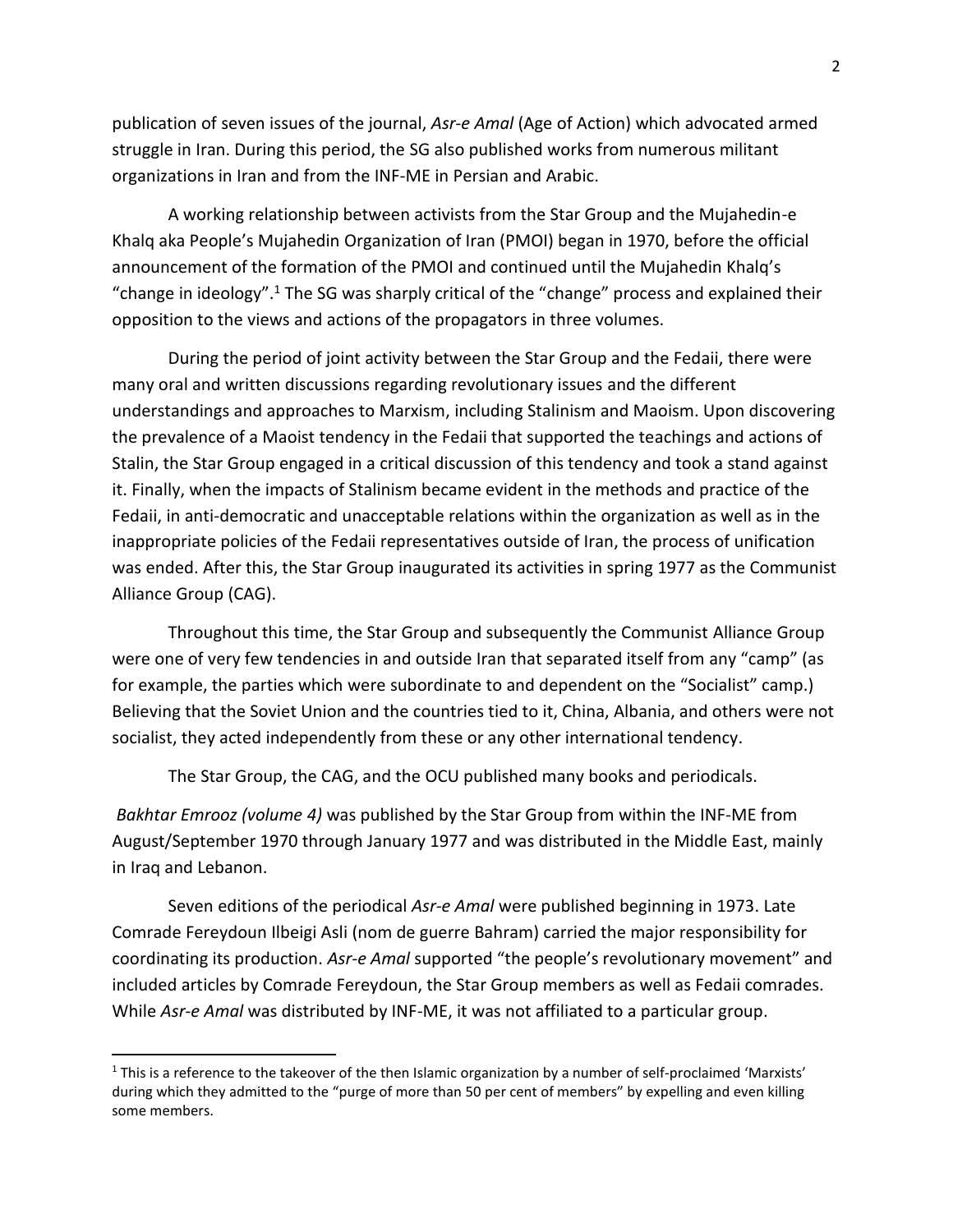publication of seven issues of the journal, *Asr-e Amal* (Age of Action) which advocated armed struggle in Iran. During this period, the SG also published works from numerous militant organizations in Iran and from the INF-ME in Persian and Arabic.

A working relationship between activists from the Star Group and the Mujahedin-e Khalq aka People's Mujahedin Organization of Iran (PMOI) began in 1970, before the official announcement of the formation of the PMOI and continued until the Mujahedin Khalq's "change in ideology".[1] The SG was sharply critical of the "change" process and explained their opposition to the views and actions of the propagators in three volumes.

During the period of joint activity between the Star Group and the Fedaii, there were many oral and written discussions regarding revolutionary issues and the different understandings and approaches to Marxism, including Stalinism and Maoism. Upon discovering the prevalence of a Maoist tendency in the Fedaii that supported the teachings and actions of Stalin, the Star Group engaged in a critical discussion of this tendency and took a stand against it. Finally, when the impacts of Stalinism became evident in the methods and practice of the Fedaii, in anti-democratic and unacceptable relations within the organization as well as in the inappropriate policies of the Fedaii representatives outside of Iran, the process of unification was ended. After this, the Star Group inaugurated its activities in spring 1977 as the Communist Alliance Group (CAG).

Throughout this time, the Star Group and subsequently the Communist Alliance Group were one of very few tendencies in and outside Iran that separated itself from any "camp" (as for example, the parties which were subordinate to and dependent on the "Socialist" camp.) Believing that the Soviet Union and the countries tied to it, China, Albania, and others were not socialist, they acted independently from these or any other international tendency.

The Star Group, the CAG, and the OCU published many books and periodicals.

*Bakhtar Emrooz (volume 4)* was published by the Star Group from within the INF-ME from August/September 1970 through January 1977 and was distributed in the Middle East, mainly in Iraq and Lebanon.

Seven editions of the periodical *Asr-e Amal* were published beginning in 1973. Late Comrade Fereydoun Ilbeigi Asli (nom de guerre Bahram) carried the major responsibility for coordinating its production. *Asr-e Amal* supported "the people's revolutionary movement" and included articles by Comrade Fereydoun, the Star Group members as well as Fedaii comrades. While *Asr-e Amal* was distributed by INF-ME, it was not affiliated to a particular group.

---

[1] This is a reference to the takeover of the then Islamic organization by a number of self-proclaimed 'Marxists' during which they admitted to the "purge of more than 50 per cent of members" by expelling and even killing some members.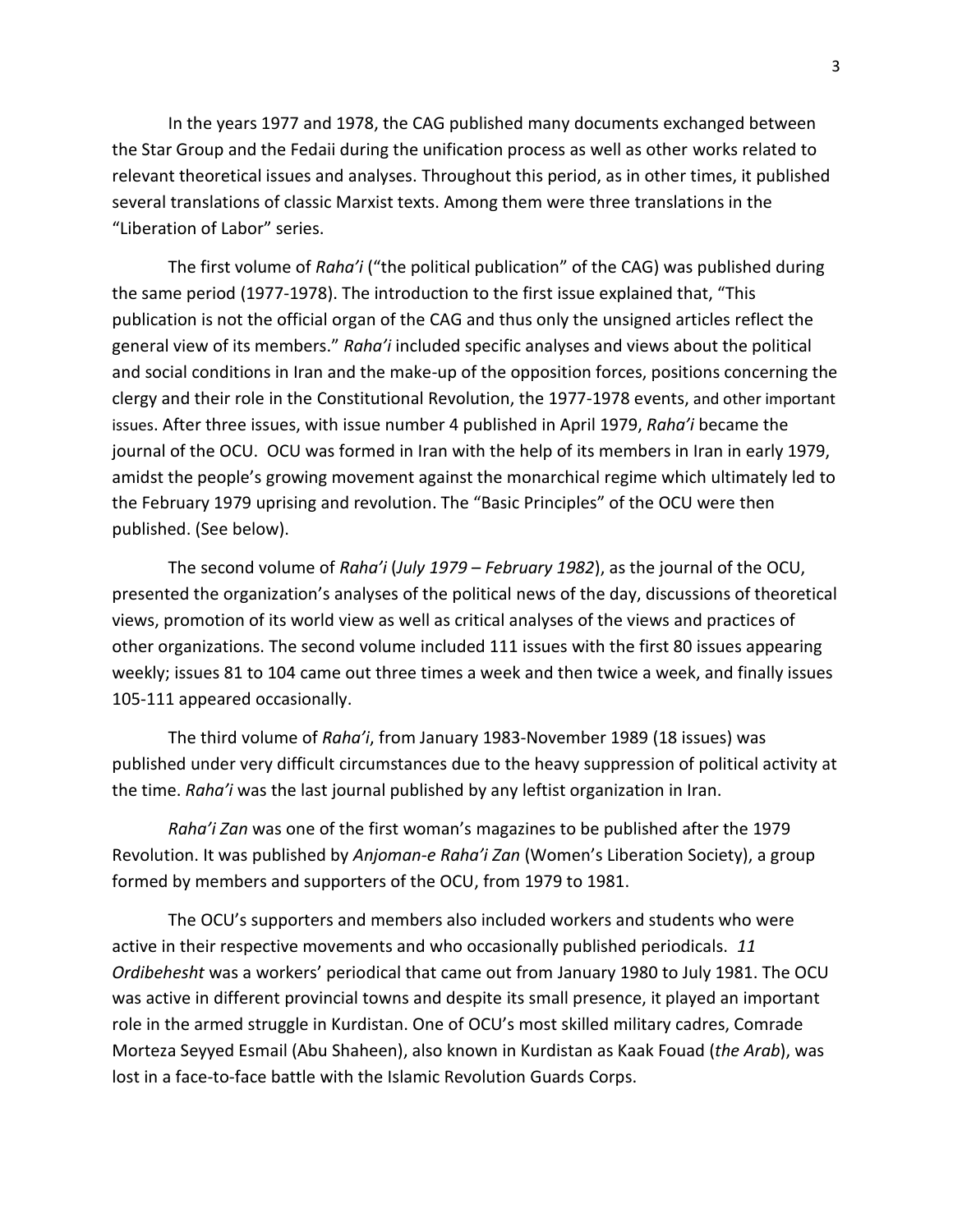In the years 1977 and 1978, the CAG published many documents exchanged between the Star Group and the Fedaii during the unification process as well as other works related to relevant theoretical issues and analyses. Throughout this period, as in other times, it published several translations of classic Marxist texts. Among them were three translations in the "Liberation of Labor" series.

The first volume of *Raha'i* ("the political publication" of the CAG) was published during the same period (1977-1978). The introduction to the first issue explained that, "This publication is not the official organ of the CAG and thus only the unsigned articles reflect the general view of its members." *Raha'i* included specific analyses and views about the political and social conditions in Iran and the make-up of the opposition forces, positions concerning the clergy and their role in the Constitutional Revolution, the 1977-1978 events, and other important issues. After three issues, with issue number 4 published in April 1979, *Raha'i* became the journal of the OCU. OCU was formed in Iran with the help of its members in Iran in early 1979, amidst the people's growing movement against the monarchical regime which ultimately led to the February 1979 uprising and revolution. The "Basic Principles" of the OCU were then published. (See below).

The second volume of *Raha'i* (*July 1979 – February 1982*), as the journal of the OCU, presented the organization's analyses of the political news of the day, discussions of theoretical views, promotion of its world view as well as critical analyses of the views and practices of other organizations. The second volume included 111 issues with the first 80 issues appearing weekly; issues 81 to 104 came out three times a week and then twice a week, and finally issues 105-111 appeared occasionally.

The third volume of *Raha'i*, from January 1983-November 1989 (18 issues) was published under very difficult circumstances due to the heavy suppression of political activity at the time. *Raha'i* was the last journal published by any leftist organization in Iran.

*Raha'i Zan* was one of the first woman's magazines to be published after the 1979 Revolution. It was published by *Anjoman-e Raha'i Zan* (Women's Liberation Society), a group formed by members and supporters of the OCU, from 1979 to 1981.

The OCU's supporters and members also included workers and students who were active in their respective movements and who occasionally published periodicals. *11 Ordibehesht* was a workers' periodical that came out from January 1980 to July 1981. The OCU was active in different provincial towns and despite its small presence, it played an important role in the armed struggle in Kurdistan. One of OCU's most skilled military cadres, Comrade Morteza Seyyed Esmail (Abu Shaheen), also known in Kurdistan as Kaak Fouad (*the Arab*), was lost in a face-to-face battle with the Islamic Revolution Guards Corps.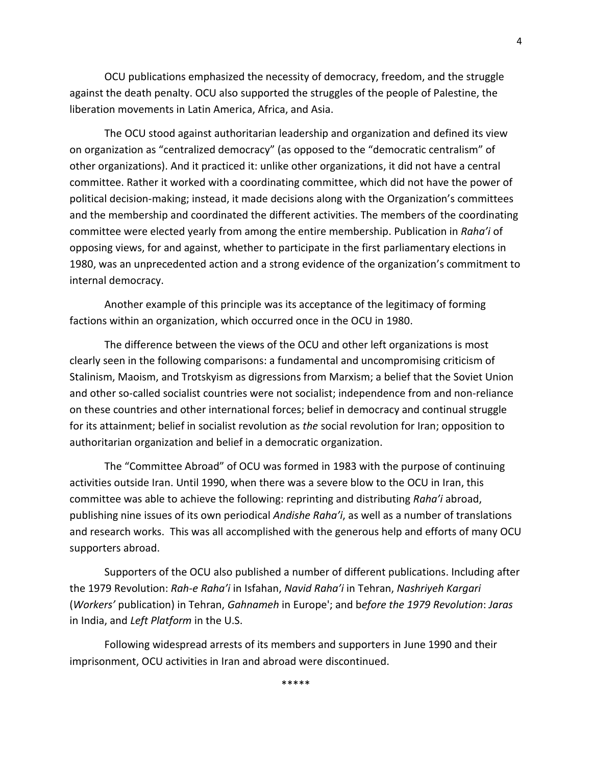OCU publications emphasized the necessity of democracy, freedom, and the struggle against the death penalty. OCU also supported the struggles of the people of Palestine, the liberation movements in Latin America, Africa, and Asia.

The OCU stood against authoritarian leadership and organization and defined its view on organization as "centralized democracy" (as opposed to the "democratic centralism" of other organizations). And it practiced it: unlike other organizations, it did not have a central committee. Rather it worked with a coordinating committee, which did not have the power of political decision-making; instead, it made decisions along with the Organization's committees and the membership and coordinated the different activities. The members of the coordinating committee were elected yearly from among the entire membership. Publication in *Raha'i* of opposing views, for and against, whether to participate in the first parliamentary elections in 1980, was an unprecedented action and a strong evidence of the organization's commitment to internal democracy.

Another example of this principle was its acceptance of the legitimacy of forming factions within an organization, which occurred once in the OCU in 1980.

The difference between the views of the OCU and other left organizations is most clearly seen in the following comparisons: a fundamental and uncompromising criticism of Stalinism, Maoism, and Trotskyism as digressions from Marxism; a belief that the Soviet Union and other so-called socialist countries were not socialist; independence from and non-reliance on these countries and other international forces; belief in democracy and continual struggle for its attainment; belief in socialist revolution as *the* social revolution for Iran; opposition to authoritarian organization and belief in a democratic organization.

The "Committee Abroad" of OCU was formed in 1983 with the purpose of continuing activities outside Iran. Until 1990, when there was a severe blow to the OCU in Iran, this committee was able to achieve the following: reprinting and distributing *Raha'i* abroad, publishing nine issues of its own periodical *Andishe Raha'i*, as well as a number of translations and research works. This was all accomplished with the generous help and efforts of many OCU supporters abroad.

Supporters of the OCU also published a number of different publications. Including after the 1979 Revolution: *Rah-e Raha'i* in Isfahan, *Navid Raha'i* in Tehran, *Nashriyeh Kargari* (*Workers'* publication) in Tehran, *Gahnameh* in Europe'; and b*efore the 1979 Revolution*: *Jaras* in India, and *Left Platform* in the U.S.

Following widespread arrests of its members and supporters in June 1990 and their imprisonment, OCU activities in Iran and abroad were discontinued.

*****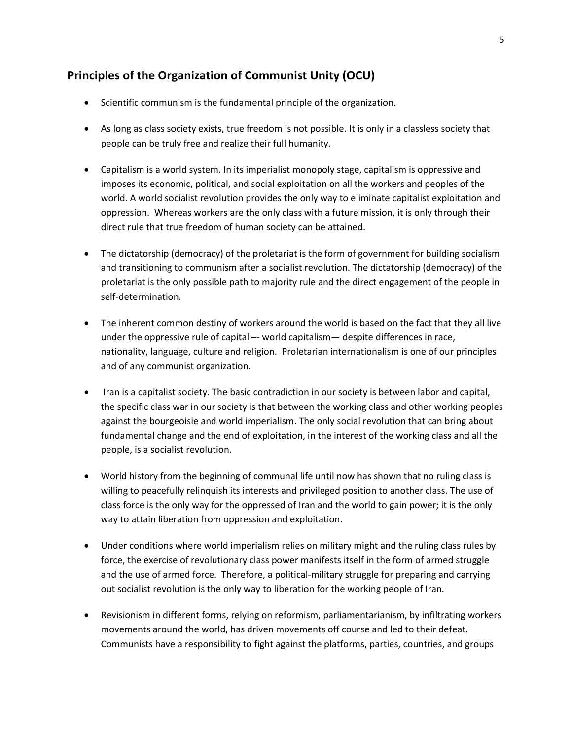## Principles of the Organization of Communist Unity (OCU)

- Scientific communism is the fundamental principle of the organization.

- As long as class society exists, true freedom is not possible. It is only in a classless society that people can be truly free and realize their full humanity.

- Capitalism is a world system. In its imperialist monopoly stage, capitalism is oppressive and imposes its economic, political, and social exploitation on all the workers and peoples of the world. A world socialist revolution provides the only way to eliminate capitalist exploitation and oppression. Whereas workers are the only class with a future mission, it is only through their direct rule that true freedom of human society can be attained.

- The dictatorship (democracy) of the proletariat is the form of government for building socialism and transitioning to communism after a socialist revolution. The dictatorship (democracy) of the proletariat is the only possible path to majority rule and the direct engagement of the people in self-determination.

- The inherent common destiny of workers around the world is based on the fact that they all live under the oppressive rule of capital –- world capitalism— despite differences in race, nationality, language, culture and religion. Proletarian internationalism is one of our principles and of any communist organization.

- Iran is a capitalist society. The basic contradiction in our society is between labor and capital, the specific class war in our society is that between the working class and other working peoples against the bourgeoisie and world imperialism. The only social revolution that can bring about fundamental change and the end of exploitation, in the interest of the working class and all the people, is a socialist revolution.

- World history from the beginning of communal life until now has shown that no ruling class is willing to peacefully relinquish its interests and privileged position to another class. The use of class force is the only way for the oppressed of Iran and the world to gain power; it is the only way to attain liberation from oppression and exploitation.

- Under conditions where world imperialism relies on military might and the ruling class rules by force, the exercise of revolutionary class power manifests itself in the form of armed struggle and the use of armed force. Therefore, a political-military struggle for preparing and carrying out socialist revolution is the only way to liberation for the working people of Iran.

- Revisionism in different forms, relying on reformism, parliamentarianism, by infiltrating workers movements around the world, has driven movements off course and led to their defeat. Communists have a responsibility to fight against the platforms, parties, countries, and groups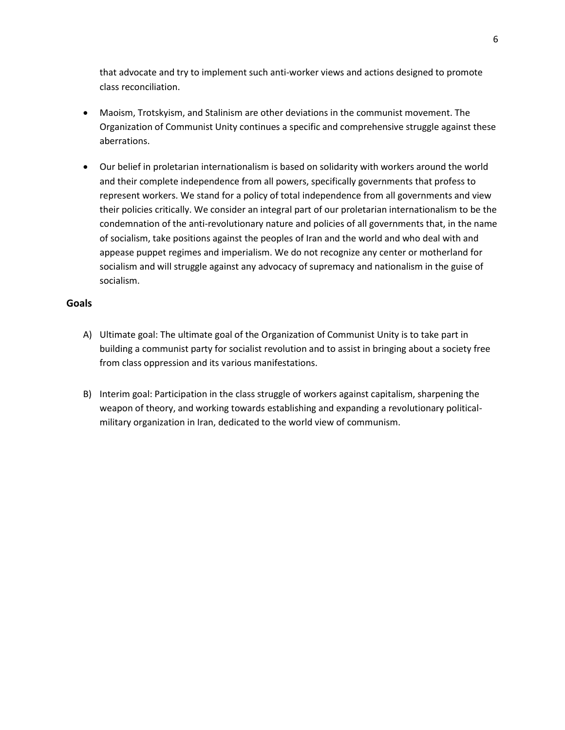that advocate and try to implement such anti-worker views and actions designed to promote class reconciliation.

- Maoism, Trotskyism, and Stalinism are other deviations in the communist movement. The Organization of Communist Unity continues a specific and comprehensive struggle against these aberrations.

- Our belief in proletarian internationalism is based on solidarity with workers around the world and their complete independence from all powers, specifically governments that profess to represent workers. We stand for a policy of total independence from all governments and view their policies critically. We consider an integral part of our proletarian internationalism to be the condemnation of the anti-revolutionary nature and policies of all governments that, in the name of socialism, take positions against the peoples of Iran and the world and who deal with and appease puppet regimes and imperialism. We do not recognize any center or motherland for socialism and will struggle against any advocacy of supremacy and nationalism in the guise of socialism.

## Goals

A) Ultimate goal: The ultimate goal of the Organization of Communist Unity is to take part in building a communist party for socialist revolution and to assist in bringing about a society free from class oppression and its various manifestations.

B) Interim goal: Participation in the class struggle of workers against capitalism, sharpening the weapon of theory, and working towards establishing and expanding a revolutionary political-military organization in Iran, dedicated to the world view of communism.